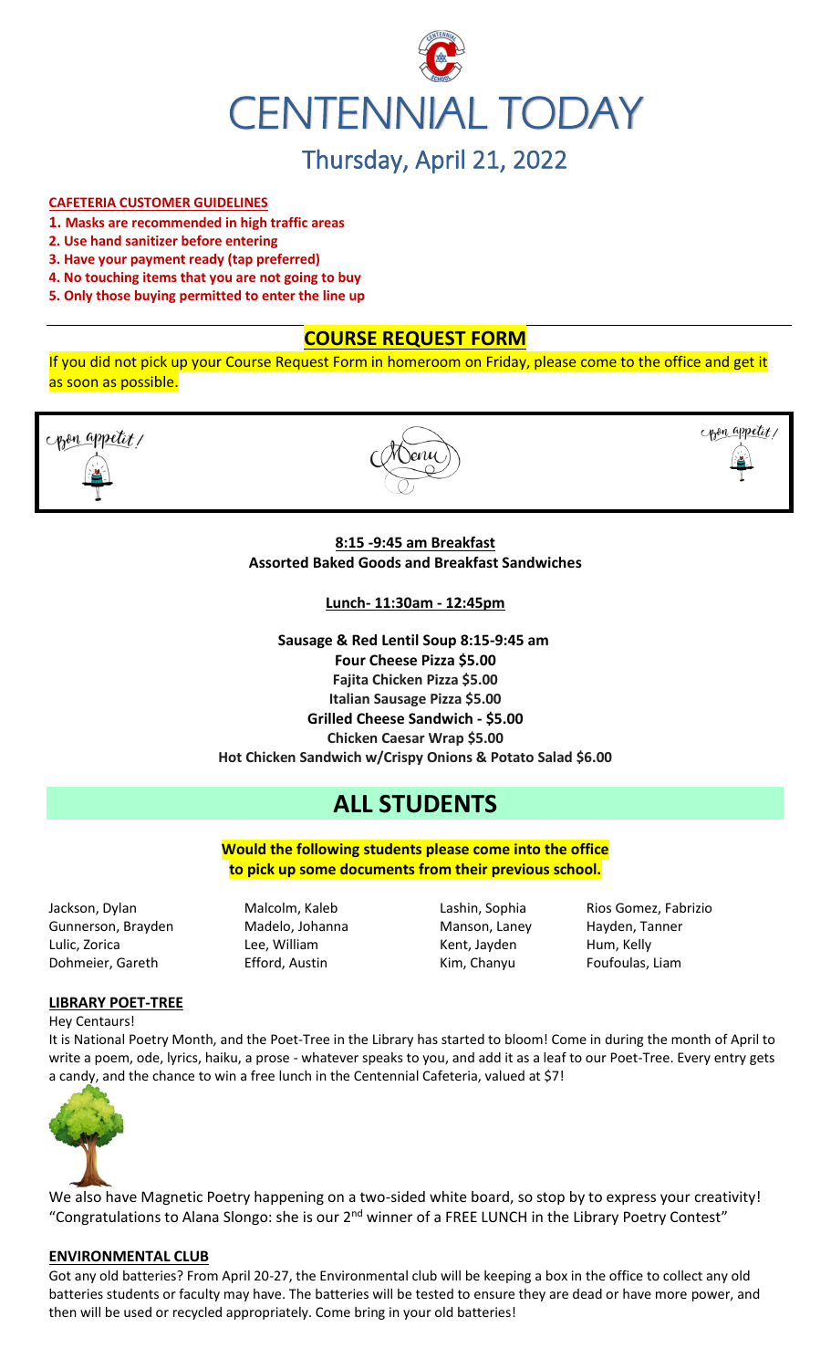# CENTENNIAL TODAY

## Thursday, April 21, 2022

**CAFETERIA CUSTOMER GUIDELINES**

1. **Masks are recommended in high traffic areas**
2. **Use hand sanitizer before entering**
3. **Have your payment ready (tap preferred)**
4. **No touching items that you are not going to buy**
5. **Only those buying permitted to enter the line up**

## COURSE REQUEST FORM

If you did not pick up your Course Request Form in homeroom on Friday, please come to the office and get it as soon as possible.

Bon appetit! Menu Bon appetit!

**8:15 -9:45 am Breakfast**
**Assorted Baked Goods and Breakfast Sandwiches**

**Lunch- 11:30am - 12:45pm**

**Sausage & Red Lentil Soup 8:15-9:45 am**
**Four Cheese Pizza $5.00**
**Fajita Chicken Pizza $5.00**
**Italian Sausage Pizza $5.00**
**Grilled Cheese Sandwich - $5.00**
**Chicken Caesar Wrap $5.00**
**Hot Chicken Sandwich w/Crispy Onions & Potato Salad $6.00**

# ALL STUDENTS

**Would the following students please come into the office to pick up some documents from their previous school.**

| | | | |
|---|---|---|---|
| Jackson, Dylan | Malcolm, Kaleb | Lashin, Sophia | Rios Gomez, Fabrizio |
| Gunnerson, Brayden | Madelo, Johanna | Manson, Laney | Hayden, Tanner |
| Lulic, Zorica | Lee, William | Kent, Jayden | Hum, Kelly |
| Dohmeier, Gareth | Efford, Austin | Kim, Chanyu | Foufoulas, Liam |

**LIBRARY POET-TREE**

Hey Centaurs!

It is National Poetry Month, and the Poet-Tree in the Library has started to bloom! Come in during the month of April to write a poem, ode, lyrics, haiku, a prose - whatever speaks to you, and add it as a leaf to our Poet-Tree. Every entry gets a candy, and the chance to win a free lunch in the Centennial Cafeteria, valued at $7!

We also have Magnetic Poetry happening on a two-sided white board, so stop by to express your creativity!
"Congratulations to Alana Slongo: she is our 2nd winner of a FREE LUNCH in the Library Poetry Contest"

**ENVIRONMENTAL CLUB**

Got any old batteries? From April 20-27, the Environmental club will be keeping a box in the office to collect any old batteries students or faculty may have. The batteries will be tested to ensure they are dead or have more power, and then will be used or recycled appropriately. Come bring in your old batteries!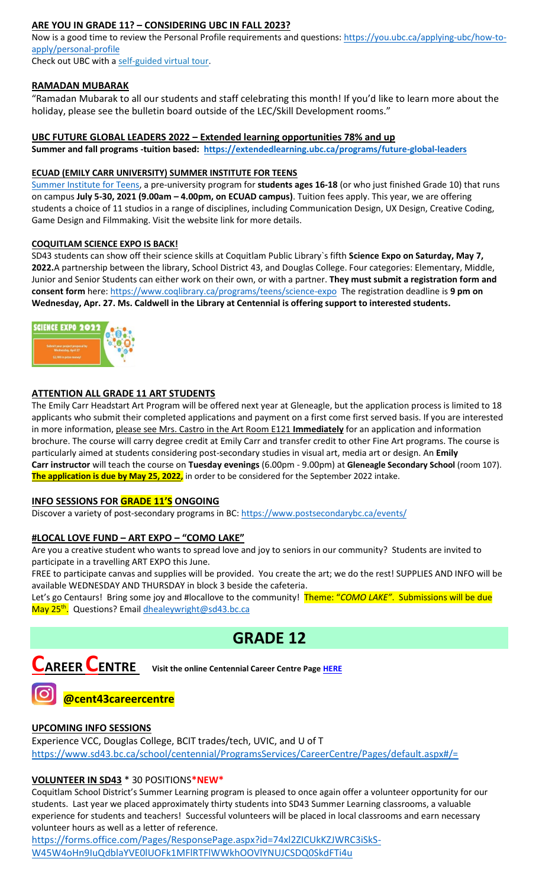## ARE YOU IN GRADE 11? – CONSIDERING UBC IN FALL 2023?

Now is a good time to review the Personal Profile requirements and questions: https://you.ubc.ca/applying-ubc/how-to-apply/personal-profile

Check out UBC with a self-guided virtual tour.

## RAMADAN MUBARAK

"Ramadan Mubarak to all our students and staff celebrating this month! If you'd like to learn more about the holiday, please see the bulletin board outside of the LEC/Skill Development rooms."

## UBC FUTURE GLOBAL LEADERS 2022 – Extended learning opportunities 78% and up

**Summer and fall programs -tuition based: https://extendedlearning.ubc.ca/programs/future-global-leaders**

## ECUAD (EMILY CARR UNIVERSITY) SUMMER INSTITUTE FOR TEENS

Summer Institute for Teens, a pre-university program for **students ages 16-18** (or who just finished Grade 10) that runs on campus **July 5-30, 2021 (9.00am – 4.00pm, on ECUAD campus)**. Tuition fees apply. This year, we are offering students a choice of 11 studios in a range of disciplines, including Communication Design, UX Design, Creative Coding, Game Design and Filmmaking. Visit the website link for more details.

## COQUITLAM SCIENCE EXPO IS BACK!

SD43 students can show off their science skills at Coquitlam Public Library`s fifth **Science Expo on Saturday, May 7, 2022.** A partnership between the library, School District 43, and Douglas College. Four categories: Elementary, Middle, Junior and Senior Students can either work on their own, or with a partner. **They must submit a registration form and consent form** here: https://www.coqlibrary.ca/programs/teens/science-expo The registration deadline is **9 pm on Wednesday, Apr. 27. Ms. Caldwell in the Library at Centennial is offering support to interested students.**

SCIENCE EXPO 2022

Submit your project proposal by Wednesday, April 27

$2,400 in prize money!

## ATTENTION ALL GRADE 11 ART STUDENTS

The Emily Carr Headstart Art Program will be offered next year at Gleneagle, but the application process is limited to 18 applicants who submit their completed applications and payment on a first come first served basis. If you are interested in more information, please see Mrs. Castro in the Art Room E121 **Immediately** for an application and information brochure. The course will carry degree credit at Emily Carr and transfer credit to other Fine Art programs. The course is particularly aimed at students considering post-secondary studies in visual art, media art or design. An **Emily Carr instructor** will teach the course on **Tuesday evenings** (6.00pm - 9.00pm) at **Gleneagle Secondary School** (room 107). **The application is due by May 25, 2022,** in order to be considered for the September 2022 intake.

## INFO SESSIONS FOR GRADE 11'S ONGOING

Discover a variety of post-secondary programs in BC: https://www.postsecondarybc.ca/events/

## #LOCAL LOVE FUND – ART EXPO – "COMO LAKE"

Are you a creative student who wants to spread love and joy to seniors in our community? Students are invited to participate in a travelling ART EXPO this June.

FREE to participate canvas and supplies will be provided. You create the art; we do the rest! SUPPLIES AND INFO will be available WEDNESDAY AND THURSDAY in block 3 beside the cafeteria.

Let's go Centaurs! Bring some joy and #locallove to the community! Theme: "*COMO LAKE"*. Submissions will be due May 25th. Questions? Email dhealeywright@sd43.bc.ca

# GRADE 12

# CAREER CENTRE

**Visit the online Centennial Career Centre Page HERE**

**@cent43careercentre**

## UPCOMING INFO SESSIONS

Experience VCC, Douglas College, BCIT trades/tech, UVIC, and U of T
https://www.sd43.bc.ca/school/centennial/ProgramsServices/CareerCentre/Pages/default.aspx#/=

## VOLUNTEER IN SD43 * 30 POSITIONS*NEW*

Coquitlam School District's Summer Learning program is pleased to once again offer a volunteer opportunity for our students. Last year we placed approximately thirty students into SD43 Summer Learning classrooms, a valuable experience for students and teachers! Successful volunteers will be placed in local classrooms and earn necessary volunteer hours as well as a letter of reference.

https://forms.office.com/Pages/ResponsePage.aspx?id=74xl2ZICUkKZJWRC3iSkS-W45W4oHn9IuQdblaYVE0lUOFk1MFlRTFlWWkhOOVlYNUJCSDQ0SkdFTi4u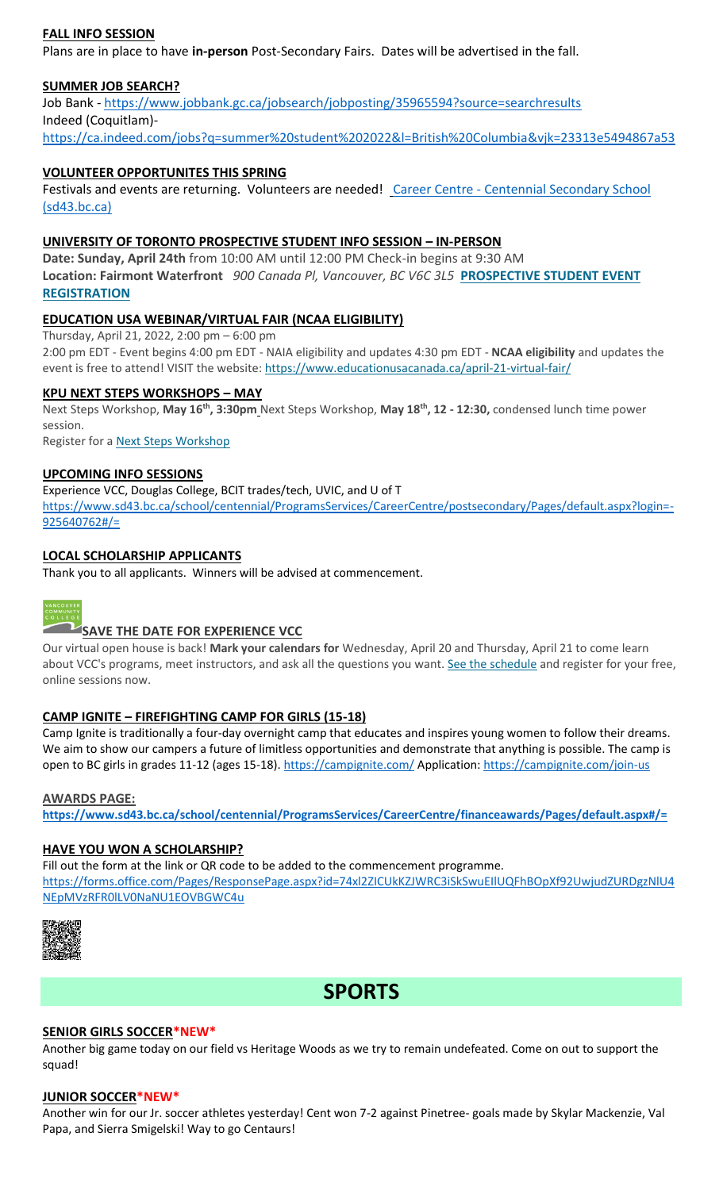**FALL INFO SESSION**

Plans are in place to have **in-person** Post-Secondary Fairs. Dates will be advertised in the fall.

**SUMMER JOB SEARCH?**

Job Bank - https://www.jobbank.gc.ca/jobsearch/jobposting/35965594?source=searchresults
Indeed (Coquitlam)-
https://ca.indeed.com/jobs?q=summer%20student%202022&l=British%20Columbia&vjk=23313e5494867a53

**VOLUNTEER OPPORTUNITES THIS SPRING**

Festivals and events are returning. Volunteers are needed! Career Centre - Centennial Secondary School (sd43.bc.ca)

**UNIVERSITY OF TORONTO PROSPECTIVE STUDENT INFO SESSION – IN-PERSON**

**Date: Sunday, April 24th** from 10:00 AM until 12:00 PM Check-in begins at 9:30 AM
**Location: Fairmont Waterfront** *900 Canada Pl, Vancouver, BC V6C 3L5* **PROSPECTIVE STUDENT EVENT REGISTRATION**

**EDUCATION USA WEBINAR/VIRTUAL FAIR (NCAA ELIGIBILITY)**

Thursday, April 21, 2022, 2:00 pm – 6:00 pm
2:00 pm EDT - Event begins 4:00 pm EDT - NAIA eligibility and updates 4:30 pm EDT - **NCAA eligibility** and updates the event is free to attend! VISIT the website: https://www.educationusacanada.ca/april-21-virtual-fair/

**KPU NEXT STEPS WORKSHOPS – MAY**

Next Steps Workshop, **May 16th, 3:30pm** Next Steps Workshop, **May 18th, 12 - 12:30,** condensed lunch time power session.
Register for a Next Steps Workshop

**UPCOMING INFO SESSIONS**

Experience VCC, Douglas College, BCIT trades/tech, UVIC, and U of T
https://www.sd43.bc.ca/school/centennial/ProgramsServices/CareerCentre/postsecondary/Pages/default.aspx?login=-925640762#/=

**LOCAL SCHOLARSHIP APPLICANTS**

Thank you to all applicants. Winners will be advised at commencement.

**SAVE THE DATE FOR EXPERIENCE VCC**

Our virtual open house is back! **Mark your calendars for** Wednesday, April 20 and Thursday, April 21 to come learn about VCC's programs, meet instructors, and ask all the questions you want. See the schedule and register for your free, online sessions now.

**CAMP IGNITE – FIREFIGHTING CAMP FOR GIRLS (15-18)**

Camp Ignite is traditionally a four-day overnight camp that educates and inspires young women to follow their dreams. We aim to show our campers a future of limitless opportunities and demonstrate that anything is possible. The camp is open to BC girls in grades 11-12 (ages 15-18). https://campignite.com/ Application: https://campignite.com/join-us

**AWARDS PAGE:**

**https://www.sd43.bc.ca/school/centennial/ProgramsServices/CareerCentre/financeawards/Pages/default.aspx#/=**

**HAVE YOU WON A SCHOLARSHIP?**

Fill out the form at the link or QR code to be added to the commencement programme.
https://forms.office.com/Pages/ResponsePage.aspx?id=74xl2ZICUkKZJWRC3iSkSwuEIIUQFhBOpXf92UwjudZURDgzNlU4NEpMVzRFR0lLV0NaNU1EOVBGWC4u

# SPORTS

**SENIOR GIRLS SOCCER*NEW***

Another big game today on our field vs Heritage Woods as we try to remain undefeated. Come on out to support the squad!

**JUNIOR SOCCER*NEW***

Another win for our Jr. soccer athletes yesterday! Cent won 7-2 against Pinetree- goals made by Skylar Mackenzie, Val Papa, and Sierra Smigelski! Way to go Centaurs!